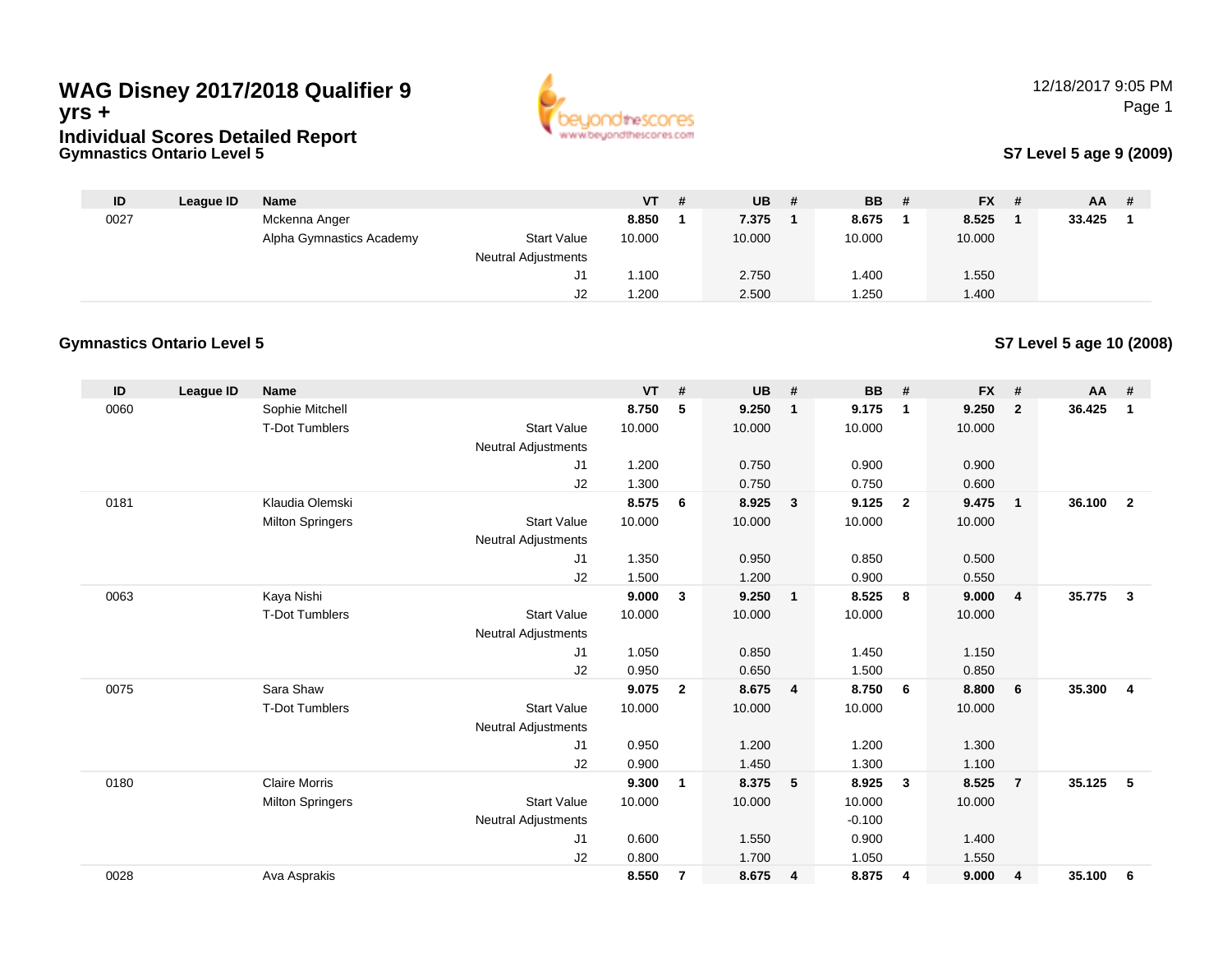# WAG Disney 2017/2018 Qualifier 9 yrs +

## Individual Scores Detailed Report

12/18/2017 9:05 PM

### Gymnastics Ontario Level 5

**S7 Level 5 age 9 (2009)**

| ID | League ID | Name | | VT | # | UB | # | BB | # | FX | # | AA | # |
|---|---|---|---|---|---|---|---|---|---|---|---|---|---|
| 0027 | | Mckenna Anger | | **8.850** | **1** | **7.375** | **1** | **8.675** | **1** | **8.525** | **1** | **33.425** | **1** |
| | | Alpha Gymnastics Academy | Start Value | 10.000 | | 10.000 | | 10.000 | | 10.000 | | | |
| | | | Neutral Adjustments | | | | | | | | | | |
| | | | J1 | 1.100 | | 2.750 | | 1.400 | | 1.550 | | | |
| | | | J2 | 1.200 | | 2.500 | | 1.250 | | 1.400 | | | |

### Gymnastics Ontario Level 5

**S7 Level 5 age 10 (2008)**

| ID | League ID | Name | | VT | # | UB | # | BB | # | FX | # | AA | # |
|---|---|---|---|---|---|---|---|---|---|---|---|---|---|
| 0060 | | Sophie Mitchell | | **8.750** | **5** | **9.250** | **1** | **9.175** | **1** | **9.250** | **2** | **36.425** | **1** |
| | | T-Dot Tumblers | Start Value | 10.000 | | 10.000 | | 10.000 | | 10.000 | | | |
| | | | Neutral Adjustments | | | | | | | | | | |
| | | | J1 | 1.200 | | 0.750 | | 0.900 | | 0.900 | | | |
| | | | J2 | 1.300 | | 0.750 | | 0.750 | | 0.600 | | | |
| 0181 | | Klaudia Olemski | | **8.575** | **6** | **8.925** | **3** | **9.125** | **2** | **9.475** | **1** | **36.100** | **2** |
| | | Milton Springers | Start Value | 10.000 | | 10.000 | | 10.000 | | 10.000 | | | |
| | | | Neutral Adjustments | | | | | | | | | | |
| | | | J1 | 1.350 | | 0.950 | | 0.850 | | 0.500 | | | |
| | | | J2 | 1.500 | | 1.200 | | 0.900 | | 0.550 | | | |
| 0063 | | Kaya Nishi | | **9.000** | **3** | **9.250** | **1** | **8.525** | **8** | **9.000** | **4** | **35.775** | **3** |
| | | T-Dot Tumblers | Start Value | 10.000 | | 10.000 | | 10.000 | | 10.000 | | | |
| | | | Neutral Adjustments | | | | | | | | | | |
| | | | J1 | 1.050 | | 0.850 | | 1.450 | | 1.150 | | | |
| | | | J2 | 0.950 | | 0.650 | | 1.500 | | 0.850 | | | |
| 0075 | | Sara Shaw | | **9.075** | **2** | **8.675** | **4** | **8.750** | **6** | **8.800** | **6** | **35.300** | **4** |
| | | T-Dot Tumblers | Start Value | 10.000 | | 10.000 | | 10.000 | | 10.000 | | | |
| | | | Neutral Adjustments | | | | | | | | | | |
| | | | J1 | 0.950 | | 1.200 | | 1.200 | | 1.300 | | | |
| | | | J2 | 0.900 | | 1.450 | | 1.300 | | 1.100 | | | |
| 0180 | | Claire Morris | | **9.300** | **1** | **8.375** | **5** | **8.925** | **3** | **8.525** | **7** | **35.125** | **5** |
| | | Milton Springers | Start Value | 10.000 | | 10.000 | | 10.000 | | 10.000 | | | |
| | | | Neutral Adjustments | | | | | -0.100 | | | | | |
| | | | J1 | 0.600 | | 1.550 | | 0.900 | | 1.400 | | | |
| | | | J2 | 0.800 | | 1.700 | | 1.050 | | 1.550 | | | |
| 0028 | | Ava Asprakis | | **8.550** | **7** | **8.675** | **4** | **8.875** | **4** | **9.000** | **4** | **35.100** | **6** |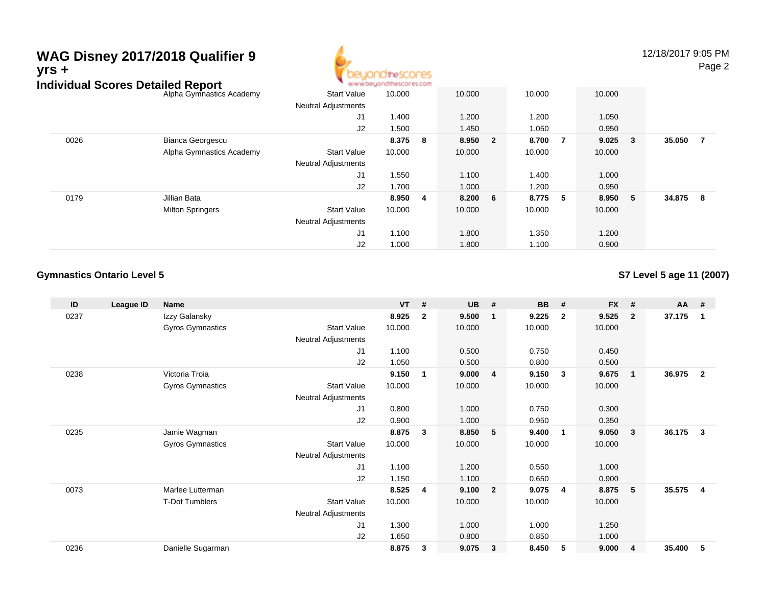# WAG Disney 2017/2018 Qualifier 9 yrs +

## Individual Scores Detailed Report

| ID | League ID | Name | | VT | # | UB | # | BB | # | FX | # | AA | # |
|---|---|---|---|---|---|---|---|---|---|---|---|---|---|
| | | Alpha Gymnastics Academy | Start Value | 10.000 | | 10.000 | | 10.000 | | 10.000 | | | |
| | | | Neutral Adjustments | | | | | | | | | | |
| | | | J1 | 1.400 | | 1.200 | | 1.200 | | 1.050 | | | |
| | | | J2 | 1.500 | | 1.450 | | 1.050 | | 0.950 | | | |
| 0026 | | Bianca Georgescu | | **8.375** | **8** | **8.950** | **2** | **8.700** | **7** | **9.025** | **3** | **35.050** | **7** |
| | | Alpha Gymnastics Academy | Start Value | 10.000 | | 10.000 | | 10.000 | | 10.000 | | | |
| | | | Neutral Adjustments | | | | | | | | | | |
| | | | J1 | 1.550 | | 1.100 | | 1.400 | | 1.000 | | | |
| | | | J2 | 1.700 | | 1.000 | | 1.200 | | 0.950 | | | |
| 0179 | | Jillian Bata | | **8.950** | **4** | **8.200** | **6** | **8.775** | **5** | **8.950** | **5** | **34.875** | **8** |
| | | Milton Springers | Start Value | 10.000 | | 10.000 | | 10.000 | | 10.000 | | | |
| | | | Neutral Adjustments | | | | | | | | | | |
| | | | J1 | 1.100 | | 1.800 | | 1.350 | | 1.200 | | | |
| | | | J2 | 1.000 | | 1.800 | | 1.100 | | 0.900 | | | |

### Gymnastics Ontario Level 5

### S7 Level 5 age 11 (2007)

| ID | League ID | Name | | VT | # | UB | # | BB | # | FX | # | AA | # |
|---|---|---|---|---|---|---|---|---|---|---|---|---|---|
| 0237 | | Izzy Galansky | | **8.925** | **2** | **9.500** | **1** | **9.225** | **2** | **9.525** | **2** | **37.175** | **1** |
| | | Gyros Gymnastics | Start Value | 10.000 | | 10.000 | | 10.000 | | 10.000 | | | |
| | | | Neutral Adjustments | | | | | | | | | | |
| | | | J1 | 1.100 | | 0.500 | | 0.750 | | 0.450 | | | |
| | | | J2 | 1.050 | | 0.500 | | 0.800 | | 0.500 | | | |
| 0238 | | Victoria Troia | | **9.150** | **1** | **9.000** | **4** | **9.150** | **3** | **9.675** | **1** | **36.975** | **2** |
| | | Gyros Gymnastics | Start Value | 10.000 | | 10.000 | | 10.000 | | 10.000 | | | |
| | | | Neutral Adjustments | | | | | | | | | | |
| | | | J1 | 0.800 | | 1.000 | | 0.750 | | 0.300 | | | |
| | | | J2 | 0.900 | | 1.000 | | 0.950 | | 0.350 | | | |
| 0235 | | Jamie Wagman | | **8.875** | **3** | **8.850** | **5** | **9.400** | **1** | **9.050** | **3** | **36.175** | **3** |
| | | Gyros Gymnastics | Start Value | 10.000 | | 10.000 | | 10.000 | | 10.000 | | | |
| | | | Neutral Adjustments | | | | | | | | | | |
| | | | J1 | 1.100 | | 1.200 | | 0.550 | | 1.000 | | | |
| | | | J2 | 1.150 | | 1.100 | | 0.650 | | 0.900 | | | |
| 0073 | | Marlee Lutterman | | **8.525** | **4** | **9.100** | **2** | **9.075** | **4** | **8.875** | **5** | **35.575** | **4** |
| | | T-Dot Tumblers | Start Value | 10.000 | | 10.000 | | 10.000 | | 10.000 | | | |
| | | | Neutral Adjustments | | | | | | | | | | |
| | | | J1 | 1.300 | | 1.000 | | 1.000 | | 1.250 | | | |
| | | | J2 | 1.650 | | 0.800 | | 0.850 | | 1.000 | | | |
| 0236 | | Danielle Sugarman | | **8.875** | **3** | **9.075** | **3** | **8.450** | **5** | **9.000** | **4** | **35.400** | **5** |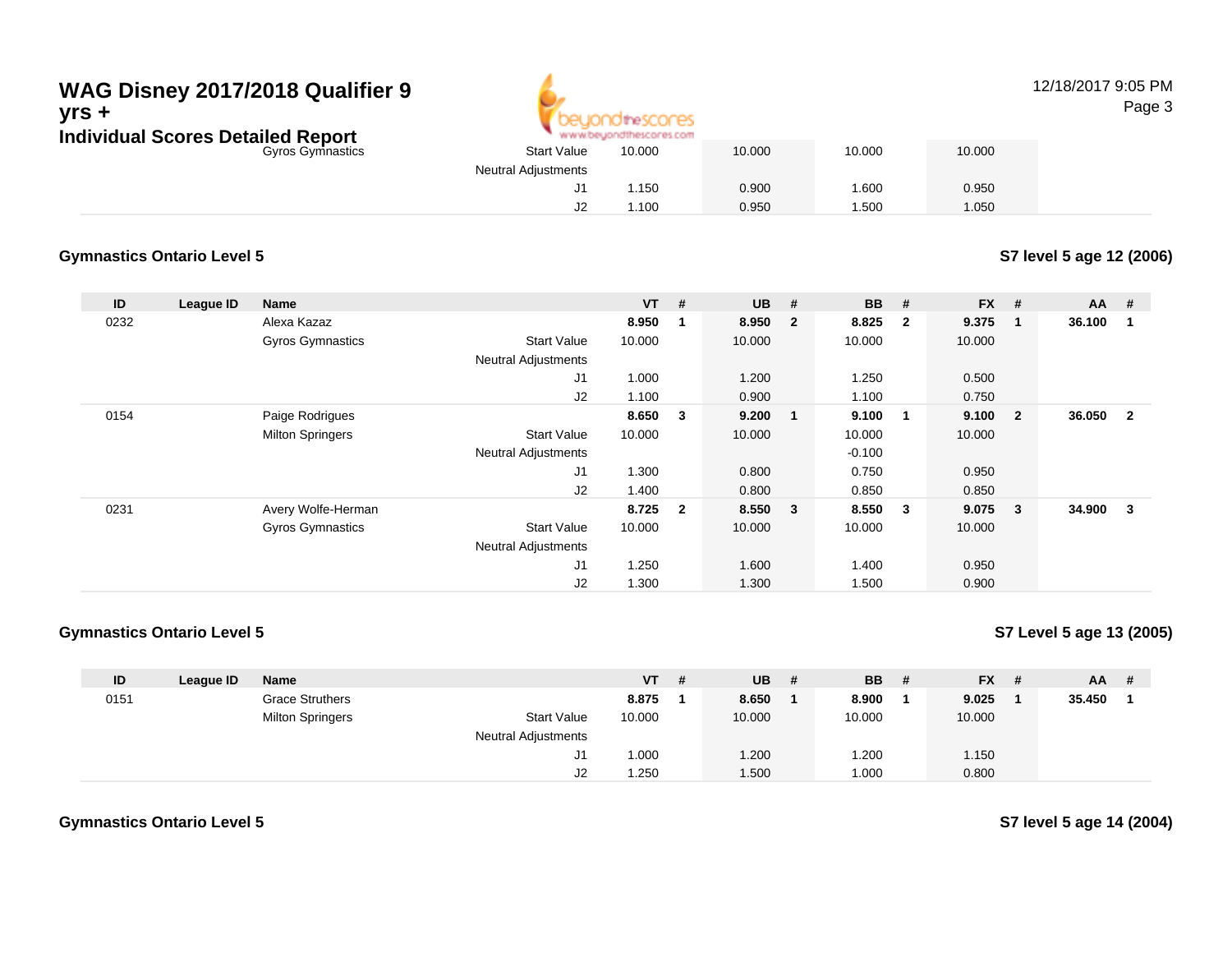| | | Gyros Gymnastics | Start Value | 10.000 | | 10.000 | | 10.000 | | 10.000 | | | |
|---|---|---|---|---|---|---|---|---|---|---|---|---|---|
| | | | Neutral Adjustments | | | | | | | | | | |
| | | | J1 | 1.150 | | 0.900 | | 1.600 | | 0.950 | | | |
| | | | J2 | 1.100 | | 0.950 | | 1.500 | | 1.050 | | | |

## Gymnastics Ontario Level 5

**S7 level 5 age 12 (2006)**

| ID | League ID | Name | | VT | # | UB | # | BB | # | FX | # | AA | # |
|---|---|---|---|---|---|---|---|---|---|---|---|---|---|
| 0232 | | Alexa Kazaz | | **8.950** | **1** | **8.950** | **2** | **8.825** | **2** | **9.375** | **1** | **36.100** | **1** |
| | | Gyros Gymnastics | Start Value | 10.000 | | 10.000 | | 10.000 | | 10.000 | | | |
| | | | Neutral Adjustments | | | | | | | | | | |
| | | | J1 | 1.000 | | 1.200 | | 1.250 | | 0.500 | | | |
| | | | J2 | 1.100 | | 0.900 | | 1.100 | | 0.750 | | | |
| 0154 | | Paige Rodrigues | | **8.650** | **3** | **9.200** | **1** | **9.100** | **1** | **9.100** | **2** | **36.050** | **2** |
| | | Milton Springers | Start Value | 10.000 | | 10.000 | | 10.000 | | 10.000 | | | |
| | | | Neutral Adjustments | | | | | -0.100 | | | | | |
| | | | J1 | 1.300 | | 0.800 | | 0.750 | | 0.950 | | | |
| | | | J2 | 1.400 | | 0.800 | | 0.850 | | 0.850 | | | |
| 0231 | | Avery Wolfe-Herman | | **8.725** | **2** | **8.550** | **3** | **8.550** | **3** | **9.075** | **3** | **34.900** | **3** |
| | | Gyros Gymnastics | Start Value | 10.000 | | 10.000 | | 10.000 | | 10.000 | | | |
| | | | Neutral Adjustments | | | | | | | | | | |
| | | | J1 | 1.250 | | 1.600 | | 1.400 | | 0.950 | | | |
| | | | J2 | 1.300 | | 1.300 | | 1.500 | | 0.900 | | | |

## Gymnastics Ontario Level 5

**S7 Level 5 age 13 (2005)**

| ID | League ID | Name | | VT | # | UB | # | BB | # | FX | # | AA | # |
|---|---|---|---|---|---|---|---|---|---|---|---|---|---|
| 0151 | | Grace Struthers | | **8.875** | **1** | **8.650** | **1** | **8.900** | **1** | **9.025** | **1** | **35.450** | **1** |
| | | Milton Springers | Start Value | 10.000 | | 10.000 | | 10.000 | | 10.000 | | | |
| | | | Neutral Adjustments | | | | | | | | | | |
| | | | J1 | 1.000 | | 1.200 | | 1.200 | | 1.150 | | | |
| | | | J2 | 1.250 | | 1.500 | | 1.000 | | 0.800 | | | |

## Gymnastics Ontario Level 5

**S7 level 5 age 14 (2004)**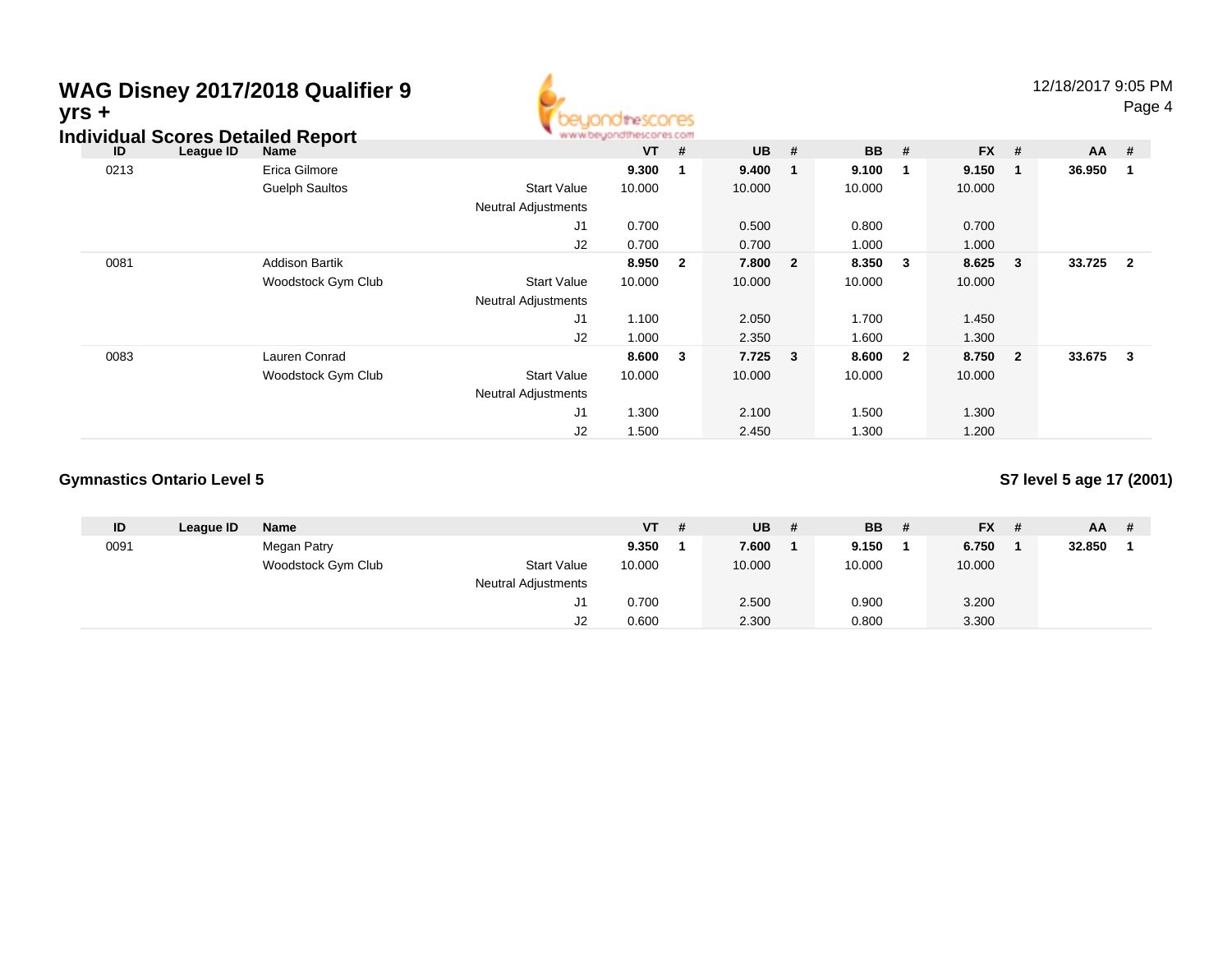# WAG Disney 2017/2018 Qualifier 9 yrs +

## Individual Scores Detailed Report

12/18/2017 9:05 PM

| ID | League ID | Name | | VT | # | UB | # | BB | # | FX | # | AA | # |
|---|---|---|---|---|---|---|---|---|---|---|---|---|---|
| 0213 | | Erica Gilmore | | **9.300** | **1** | **9.400** | **1** | **9.100** | **1** | **9.150** | **1** | **36.950** | **1** |
| | | Guelph Saultos | Start Value | 10.000 | | 10.000 | | 10.000 | | 10.000 | | | |
| | | | Neutral Adjustments | | | | | | | | | | |
| | | | J1 | 0.700 | | 0.500 | | 0.800 | | 0.700 | | | |
| | | | J2 | 0.700 | | 0.700 | | 1.000 | | 1.000 | | | |
| 0081 | | Addison Bartik | | **8.950** | **2** | **7.800** | **2** | **8.350** | **3** | **8.625** | **3** | **33.725** | **2** |
| | | Woodstock Gym Club | Start Value | 10.000 | | 10.000 | | 10.000 | | 10.000 | | | |
| | | | Neutral Adjustments | | | | | | | | | | |
| | | | J1 | 1.100 | | 2.050 | | 1.700 | | 1.450 | | | |
| | | | J2 | 1.000 | | 2.350 | | 1.600 | | 1.300 | | | |
| 0083 | | Lauren Conrad | | **8.600** | **3** | **7.725** | **3** | **8.600** | **2** | **8.750** | **2** | **33.675** | **3** |
| | | Woodstock Gym Club | Start Value | 10.000 | | 10.000 | | 10.000 | | 10.000 | | | |
| | | | Neutral Adjustments | | | | | | | | | | |
| | | | J1 | 1.300 | | 2.100 | | 1.500 | | 1.300 | | | |
| | | | J2 | 1.500 | | 2.450 | | 1.300 | | 1.200 | | | |

### Gymnastics Ontario Level 5

### S7 level 5 age 17 (2001)

| ID | League ID | Name | | VT | # | UB | # | BB | # | FX | # | AA | # |
|---|---|---|---|---|---|---|---|---|---|---|---|---|---|
| 0091 | | Megan Patry | | **9.350** | **1** | **7.600** | **1** | **9.150** | **1** | **6.750** | **1** | **32.850** | **1** |
| | | Woodstock Gym Club | Start Value | 10.000 | | 10.000 | | 10.000 | | 10.000 | | | |
| | | | Neutral Adjustments | | | | | | | | | | |
| | | | J1 | 0.700 | | 2.500 | | 0.900 | | 3.200 | | | |
| | | | J2 | 0.600 | | 2.300 | | 0.800 | | 3.300 | | | |